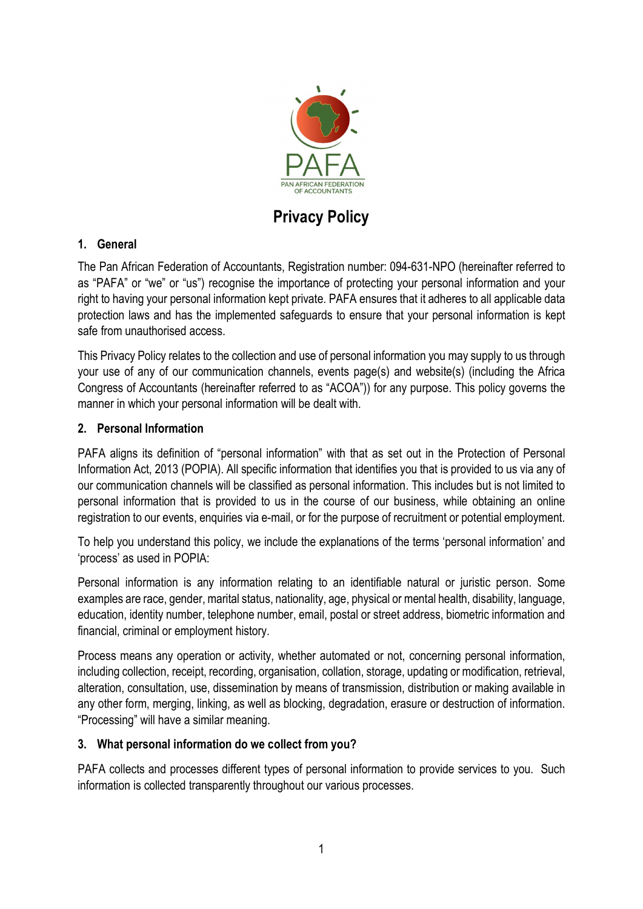PAN AFRICAN FEDERATION OF ACCOUNTANTS

# Privacy Policy

## 1. General

The Pan African Federation of Accountants, Registration number: 094-631-NPO (hereinafter referred to as “PAFA” or “we” or “us”) recognise the importance of protecting your personal information and your right to having your personal information kept private. PAFA ensures that it adheres to all applicable data protection laws and has the implemented safeguards to ensure that your personal information is kept safe from unauthorised access.

This Privacy Policy relates to the collection and use of personal information you may supply to us through your use of any of our communication channels, events page(s) and website(s) (including the Africa Congress of Accountants (hereinafter referred to as “ACOA”)) for any purpose. This policy governs the manner in which your personal information will be dealt with.

## 2. Personal Information

PAFA aligns its definition of “personal information” with that as set out in the Protection of Personal Information Act, 2013 (POPIA). All specific information that identifies you that is provided to us via any of our communication channels will be classified as personal information. This includes but is not limited to personal information that is provided to us in the course of our business, while obtaining an online registration to our events, enquiries via e-mail, or for the purpose of recruitment or potential employment.

To help you understand this policy, we include the explanations of the terms ‘personal information’ and ‘process’ as used in POPIA:

Personal information is any information relating to an identifiable natural or juristic person. Some examples are race, gender, marital status, nationality, age, physical or mental health, disability, language, education, identity number, telephone number, email, postal or street address, biometric information and financial, criminal or employment history.

Process means any operation or activity, whether automated or not, concerning personal information, including collection, receipt, recording, organisation, collation, storage, updating or modification, retrieval, alteration, consultation, use, dissemination by means of transmission, distribution or making available in any other form, merging, linking, as well as blocking, degradation, erasure or destruction of information. “Processing” will have a similar meaning.

## 3. What personal information do we collect from you?

PAFA collects and processes different types of personal information to provide services to you. Such information is collected transparently throughout our various processes.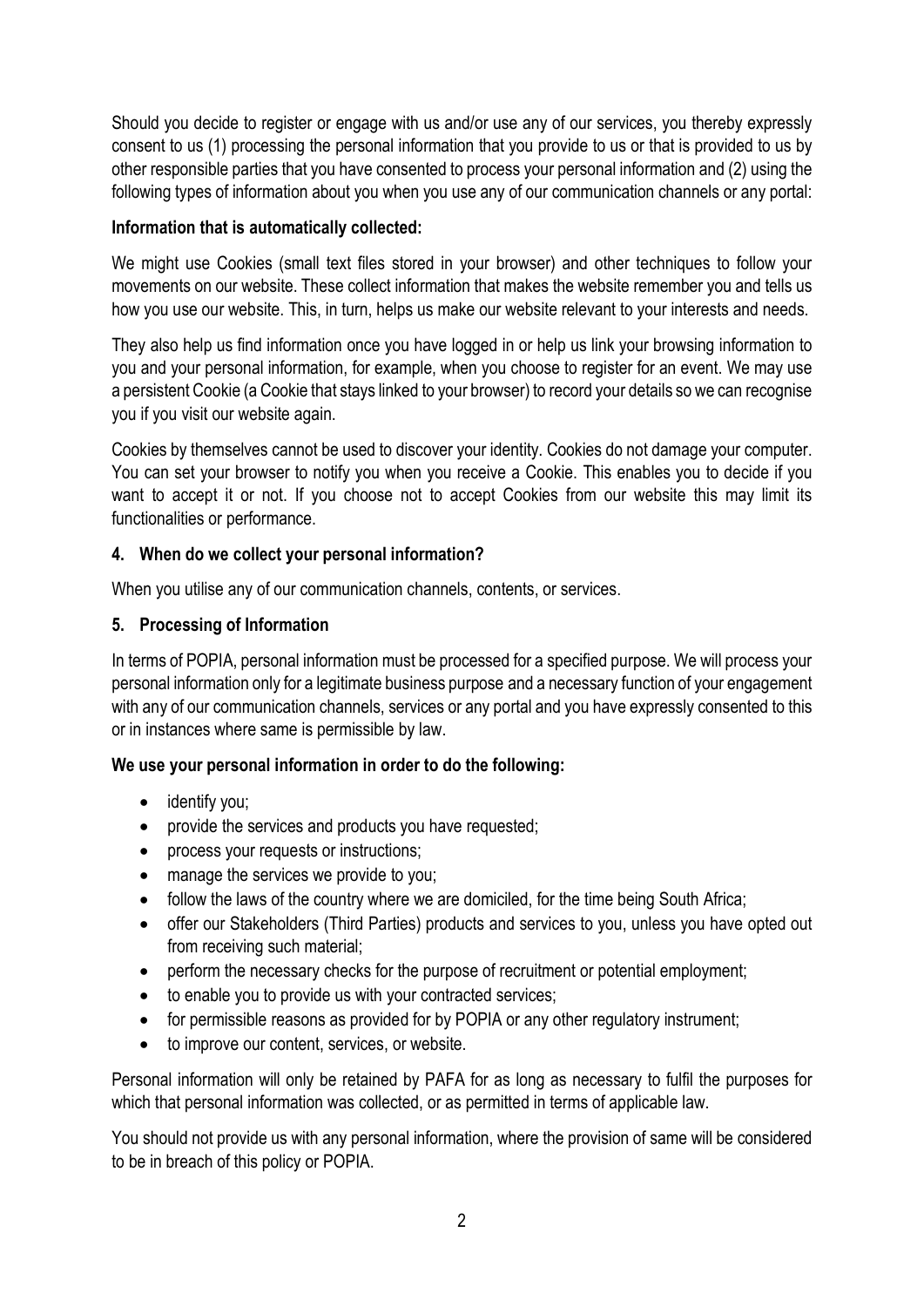Should you decide to register or engage with us and/or use any of our services, you thereby expressly consent to us (1) processing the personal information that you provide to us or that is provided to us by other responsible parties that you have consented to process your personal information and (2) using the following types of information about you when you use any of our communication channels or any portal:

**Information that is automatically collected:**

We might use Cookies (small text files stored in your browser) and other techniques to follow your movements on our website. These collect information that makes the website remember you and tells us how you use our website. This, in turn, helps us make our website relevant to your interests and needs.

They also help us find information once you have logged in or help us link your browsing information to you and your personal information, for example, when you choose to register for an event. We may use a persistent Cookie (a Cookie that stays linked to your browser) to record your details so we can recognise you if you visit our website again.

Cookies by themselves cannot be used to discover your identity. Cookies do not damage your computer. You can set your browser to notify you when you receive a Cookie. This enables you to decide if you want to accept it or not. If you choose not to accept Cookies from our website this may limit its functionalities or performance.

## 4. When do we collect your personal information?

When you utilise any of our communication channels, contents, or services.

## 5. Processing of Information

In terms of POPIA, personal information must be processed for a specified purpose. We will process your personal information only for a legitimate business purpose and a necessary function of your engagement with any of our communication channels, services or any portal and you have expressly consented to this or in instances where same is permissible by law.

**We use your personal information in order to do the following:**

- identify you;
- provide the services and products you have requested;
- process your requests or instructions;
- manage the services we provide to you;
- follow the laws of the country where we are domiciled, for the time being South Africa;
- offer our Stakeholders (Third Parties) products and services to you, unless you have opted out from receiving such material;
- perform the necessary checks for the purpose of recruitment or potential employment;
- to enable you to provide us with your contracted services;
- for permissible reasons as provided for by POPIA or any other regulatory instrument;
- to improve our content, services, or website.

Personal information will only be retained by PAFA for as long as necessary to fulfil the purposes for which that personal information was collected, or as permitted in terms of applicable law.

You should not provide us with any personal information, where the provision of same will be considered to be in breach of this policy or POPIA.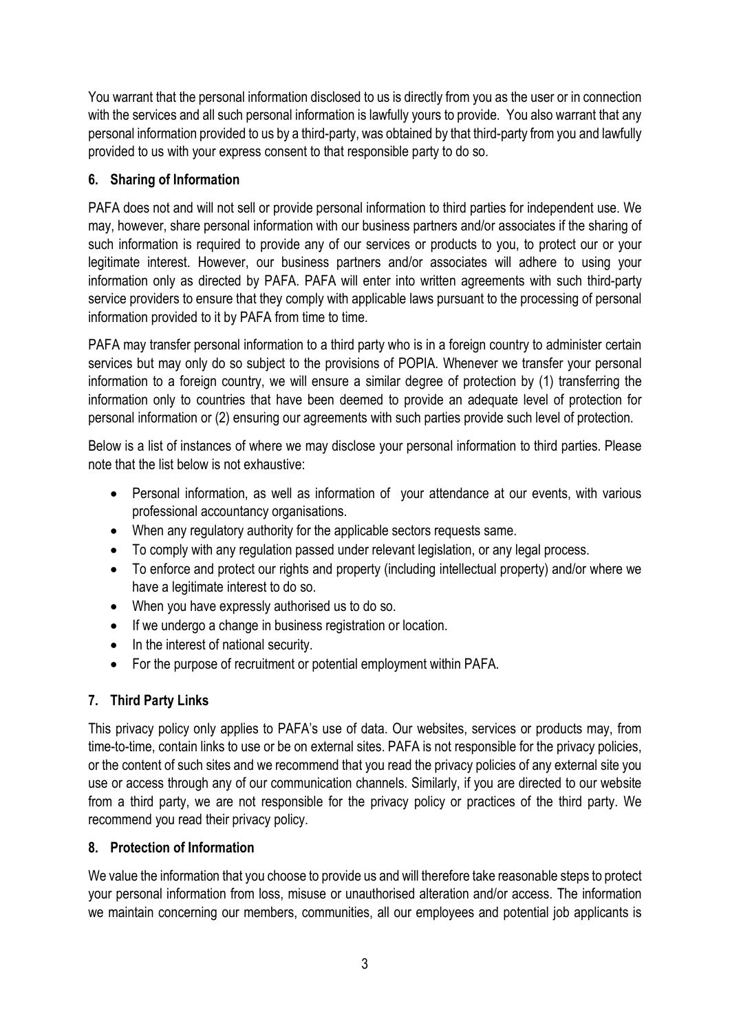You warrant that the personal information disclosed to us is directly from you as the user or in connection with the services and all such personal information is lawfully yours to provide. You also warrant that any personal information provided to us by a third-party, was obtained by that third-party from you and lawfully provided to us with your express consent to that responsible party to do so.

## 6. Sharing of Information

PAFA does not and will not sell or provide personal information to third parties for independent use. We may, however, share personal information with our business partners and/or associates if the sharing of such information is required to provide any of our services or products to you, to protect our or your legitimate interest. However, our business partners and/or associates will adhere to using your information only as directed by PAFA. PAFA will enter into written agreements with such third-party service providers to ensure that they comply with applicable laws pursuant to the processing of personal information provided to it by PAFA from time to time.

PAFA may transfer personal information to a third party who is in a foreign country to administer certain services but may only do so subject to the provisions of POPIA. Whenever we transfer your personal information to a foreign country, we will ensure a similar degree of protection by (1) transferring the information only to countries that have been deemed to provide an adequate level of protection for personal information or (2) ensuring our agreements with such parties provide such level of protection.

Below is a list of instances of where we may disclose your personal information to third parties. Please note that the list below is not exhaustive:

- Personal information, as well as information of your attendance at our events, with various professional accountancy organisations.
- When any regulatory authority for the applicable sectors requests same.
- To comply with any regulation passed under relevant legislation, or any legal process.
- To enforce and protect our rights and property (including intellectual property) and/or where we have a legitimate interest to do so.
- When you have expressly authorised us to do so.
- If we undergo a change in business registration or location.
- In the interest of national security.
- For the purpose of recruitment or potential employment within PAFA.

## 7. Third Party Links

This privacy policy only applies to PAFA's use of data. Our websites, services or products may, from time-to-time, contain links to use or be on external sites. PAFA is not responsible for the privacy policies, or the content of such sites and we recommend that you read the privacy policies of any external site you use or access through any of our communication channels. Similarly, if you are directed to our website from a third party, we are not responsible for the privacy policy or practices of the third party. We recommend you read their privacy policy.

## 8. Protection of Information

We value the information that you choose to provide us and will therefore take reasonable steps to protect your personal information from loss, misuse or unauthorised alteration and/or access. The information we maintain concerning our members, communities, all our employees and potential job applicants is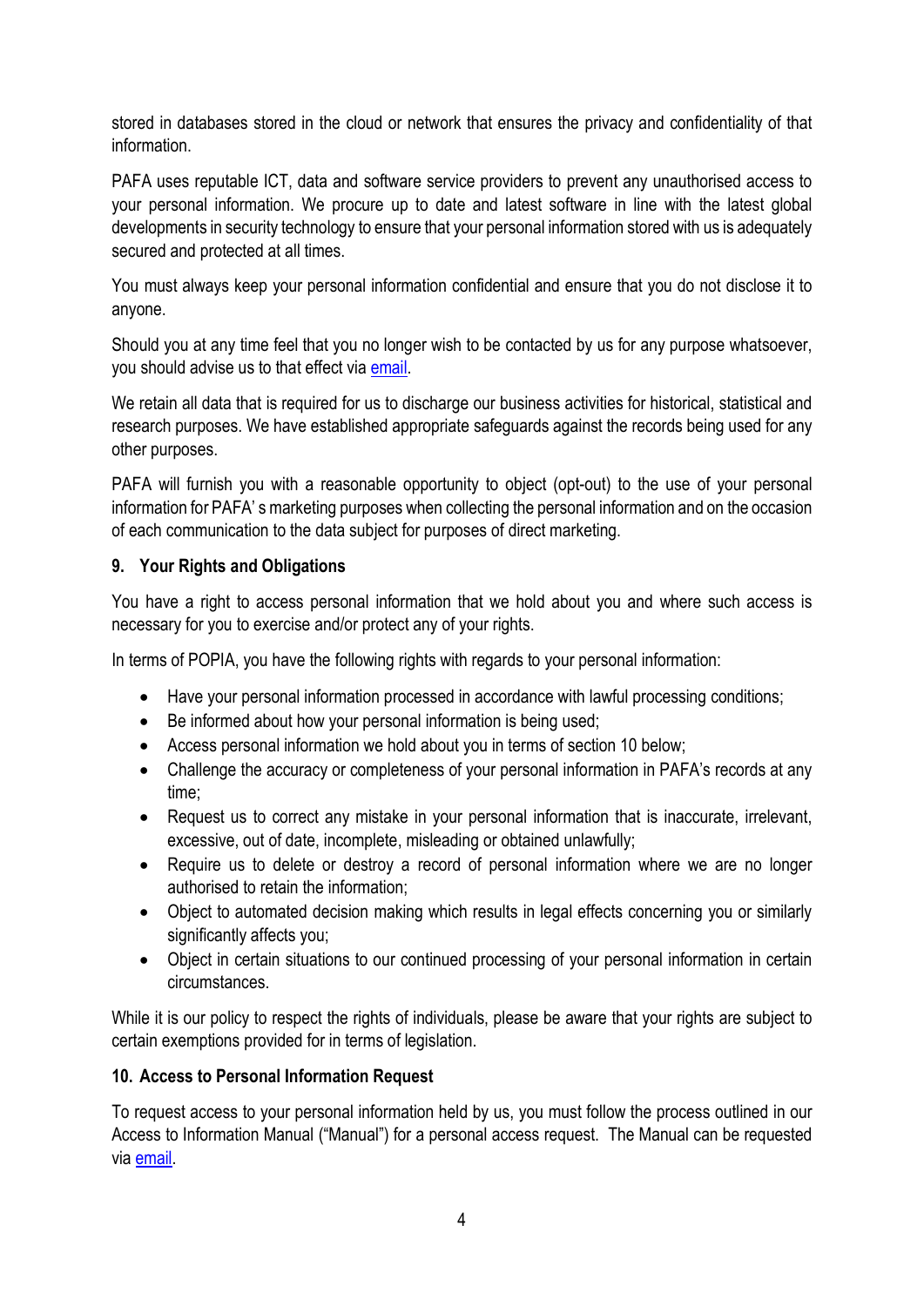stored in databases stored in the cloud or network that ensures the privacy and confidentiality of that information.

PAFA uses reputable ICT, data and software service providers to prevent any unauthorised access to your personal information. We procure up to date and latest software in line with the latest global developments in security technology to ensure that your personal information stored with us is adequately secured and protected at all times.

You must always keep your personal information confidential and ensure that you do not disclose it to anyone.

Should you at any time feel that you no longer wish to be contacted by us for any purpose whatsoever, you should advise us to that effect via email.

We retain all data that is required for us to discharge our business activities for historical, statistical and research purposes. We have established appropriate safeguards against the records being used for any other purposes.

PAFA will furnish you with a reasonable opportunity to object (opt-out) to the use of your personal information for PAFA' s marketing purposes when collecting the personal information and on the occasion of each communication to the data subject for purposes of direct marketing.

## 9. Your Rights and Obligations

You have a right to access personal information that we hold about you and where such access is necessary for you to exercise and/or protect any of your rights.

In terms of POPIA, you have the following rights with regards to your personal information:

- Have your personal information processed in accordance with lawful processing conditions;
- Be informed about how your personal information is being used;
- Access personal information we hold about you in terms of section 10 below;
- Challenge the accuracy or completeness of your personal information in PAFA's records at any time;
- Request us to correct any mistake in your personal information that is inaccurate, irrelevant, excessive, out of date, incomplete, misleading or obtained unlawfully;
- Require us to delete or destroy a record of personal information where we are no longer authorised to retain the information;
- Object to automated decision making which results in legal effects concerning you or similarly significantly affects you;
- Object in certain situations to our continued processing of your personal information in certain circumstances.

While it is our policy to respect the rights of individuals, please be aware that your rights are subject to certain exemptions provided for in terms of legislation.

## 10. Access to Personal Information Request

To request access to your personal information held by us, you must follow the process outlined in our Access to Information Manual ("Manual") for a personal access request. The Manual can be requested via email.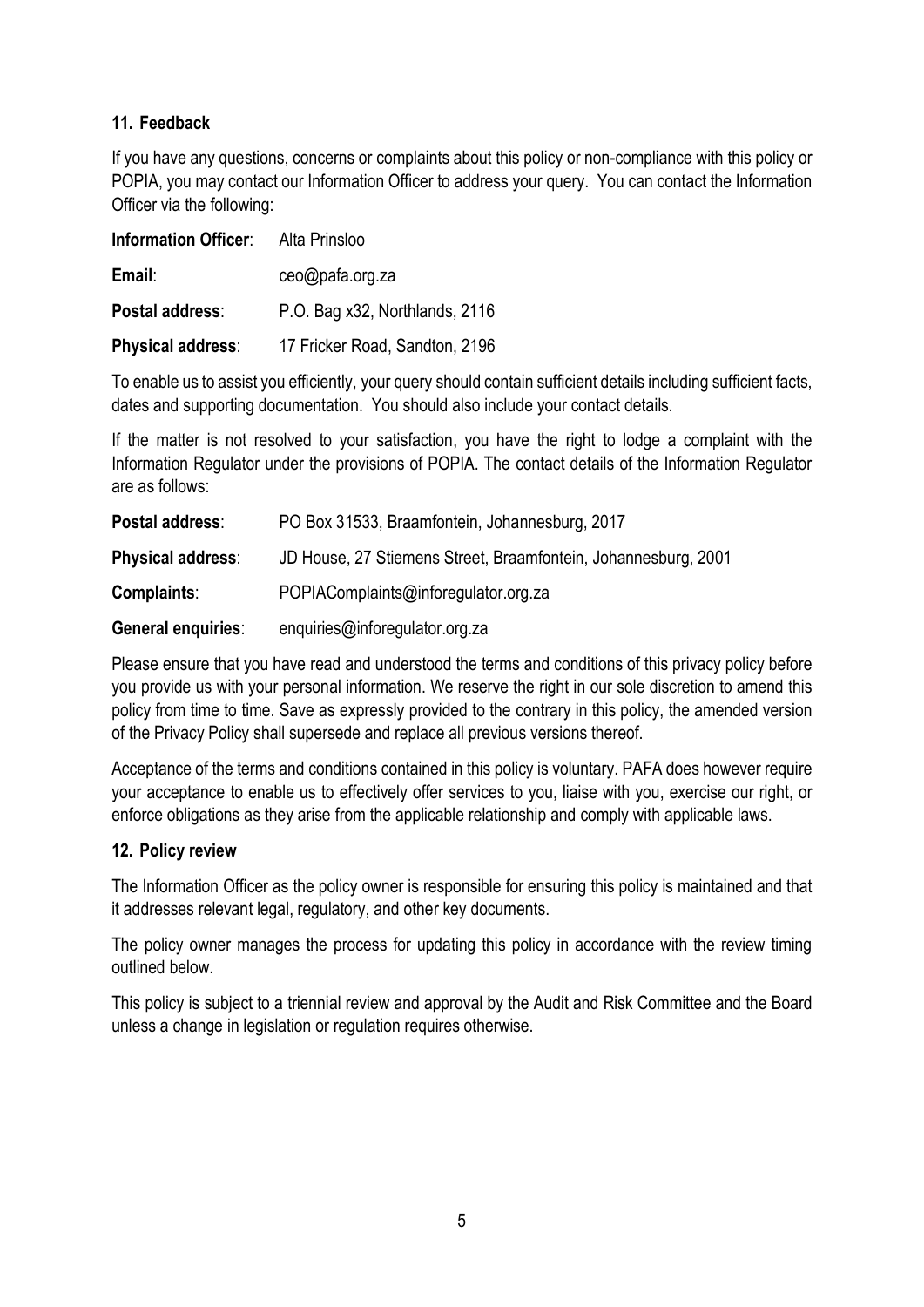## 11. Feedback

If you have any questions, concerns or complaints about this policy or non-compliance with this policy or POPIA, you may contact our Information Officer to address your query. You can contact the Information Officer via the following:

| | |
|---|---|
| **Information Officer**: | Alta Prinsloo |
| **Email**: | ceo@pafa.org.za |
| **Postal address**: | P.O. Bag x32, Northlands, 2116 |
| **Physical address**: | 17 Fricker Road, Sandton, 2196 |

To enable us to assist you efficiently, your query should contain sufficient details including sufficient facts, dates and supporting documentation. You should also include your contact details.

If the matter is not resolved to your satisfaction, you have the right to lodge a complaint with the Information Regulator under the provisions of POPIA. The contact details of the Information Regulator are as follows:

| | |
|---|---|
| **Postal address**: | PO Box 31533, Braamfontein, Johannesburg, 2017 |
| **Physical address**: | JD House, 27 Stiemens Street, Braamfontein, Johannesburg, 2001 |
| **Complaints**: | POPIAComplaints@inforegulator.org.za |
| **General enquiries**: | enquiries@inforegulator.org.za |

Please ensure that you have read and understood the terms and conditions of this privacy policy before you provide us with your personal information. We reserve the right in our sole discretion to amend this policy from time to time. Save as expressly provided to the contrary in this policy, the amended version of the Privacy Policy shall supersede and replace all previous versions thereof.

Acceptance of the terms and conditions contained in this policy is voluntary. PAFA does however require your acceptance to enable us to effectively offer services to you, liaise with you, exercise our right, or enforce obligations as they arise from the applicable relationship and comply with applicable laws.

## 12. Policy review

The Information Officer as the policy owner is responsible for ensuring this policy is maintained and that it addresses relevant legal, regulatory, and other key documents.

The policy owner manages the process for updating this policy in accordance with the review timing outlined below.

This policy is subject to a triennial review and approval by the Audit and Risk Committee and the Board unless a change in legislation or regulation requires otherwise.